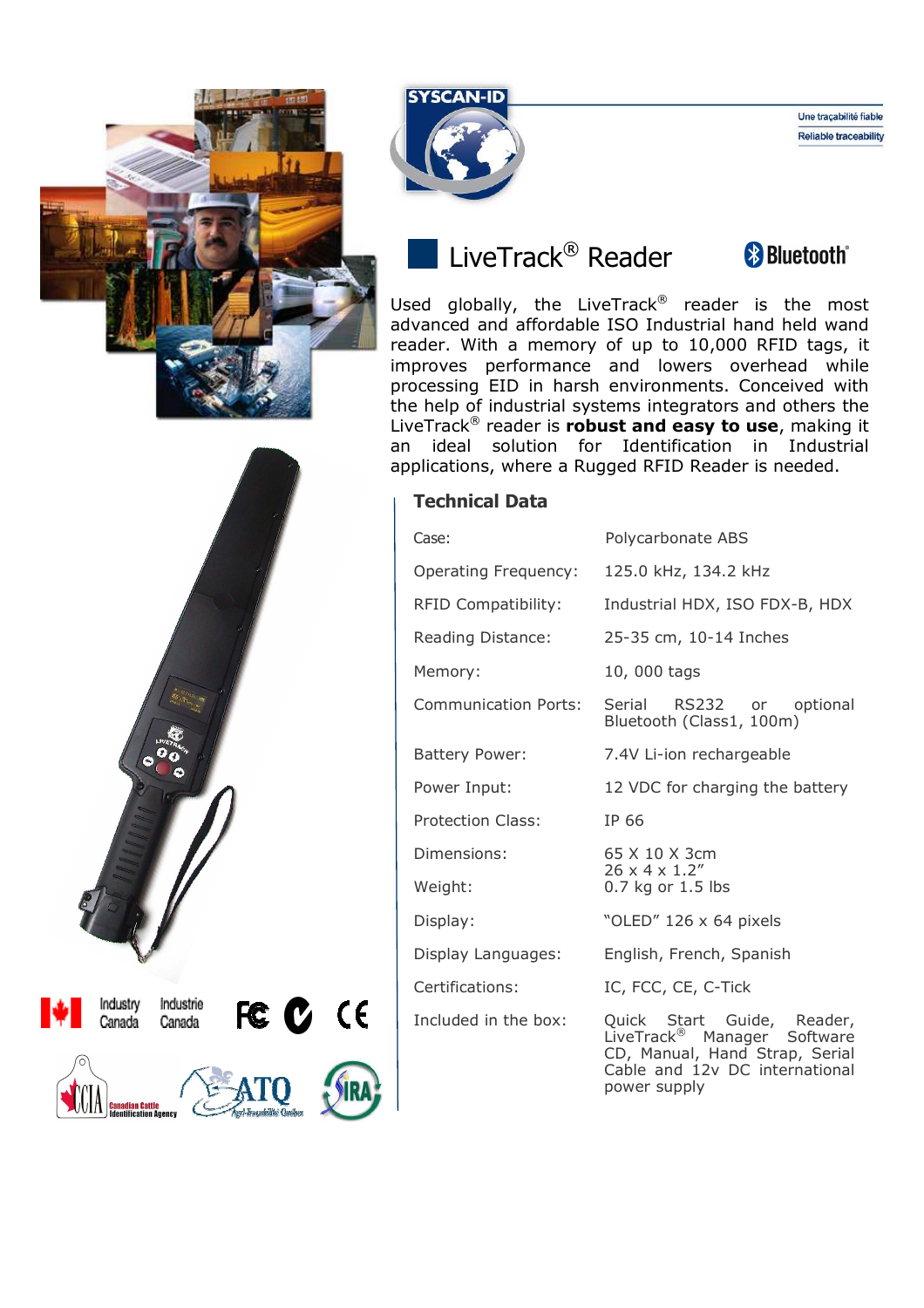SYSCAN-ID

Une traçabilité fiable
Reliable traceability

# LiveTrack® Reader

Bluetooth®

Used globally, the LiveTrack® reader is the most advanced and affordable ISO Industrial hand held wand reader. With a memory of up to 10,000 RFID tags, it improves performance and lowers overhead while processing EID in harsh environments. Conceived with the help of industrial systems integrators and others the LiveTrack® reader is **robust and easy to use**, making it an ideal solution for Identification in Industrial applications, where a Rugged RFID Reader is needed.

## Technical Data

| | |
|---|---|
| Case: | Polycarbonate ABS |
| Operating Frequency: | 125.0 kHz, 134.2 kHz |
| RFID Compatibility: | Industrial HDX, ISO FDX-B, HDX |
| Reading Distance: | 25-35 cm, 10-14 Inches |
| Memory: | 10, 000 tags |
| Communication Ports: | Serial RS232 or optional Bluetooth (Class1, 100m) |
| Battery Power: | 7.4V Li-ion rechargeable |
| Power Input: | 12 VDC for charging the battery |
| Protection Class: | IP 66 |
| Dimensions: | 65 X 10 X 3cm<br>26 x 4 x 1.2" |
| Weight: | 0.7 kg or 1.5 lbs |
| Display: | "OLED" 126 x 64 pixels |
| Display Languages: | English, French, Spanish |
| Certifications: | IC, FCC, CE, C-Tick |
| Included in the box: | Quick Start Guide, Reader, LiveTrack® Manager Software CD, Manual, Hand Strap, Serial Cable and 12v DC international power supply |

Industry Canada | Industrie Canada

CCIA Canadian Cattle Identification Agency | ATQ Agri-Traçabilité Québec | SIRA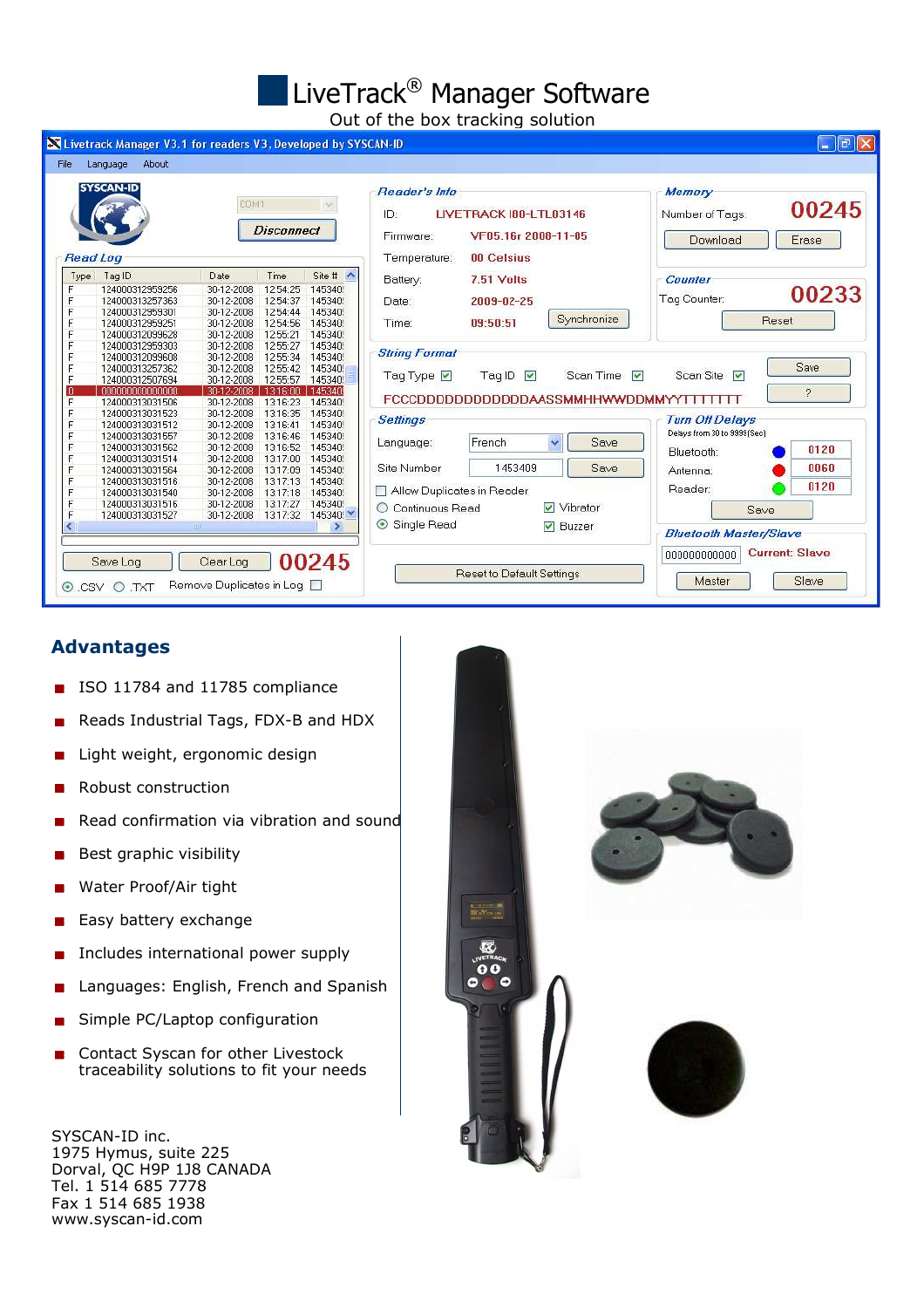# LiveTrack® Manager Software

Out of the box tracking solution

## Advantages

- ISO 11784 and 11785 compliance
- Reads Industrial Tags, FDX-B and HDX
- Light weight, ergonomic design
- Robust construction
- Read confirmation via vibration and sound
- Best graphic visibility
- Water Proof/Air tight
- Easy battery exchange
- Includes international power supply
- Languages: English, French and Spanish
- Simple PC/Laptop configuration
- Contact Syscan for other Livestock traceability solutions to fit your needs

SYSCAN-ID inc.
1975 Hymus, suite 225
Dorval, QC H9P 1J8 CANADA
Tel. 1 514 685 7778
Fax 1 514 685 1938
www.syscan-id.com